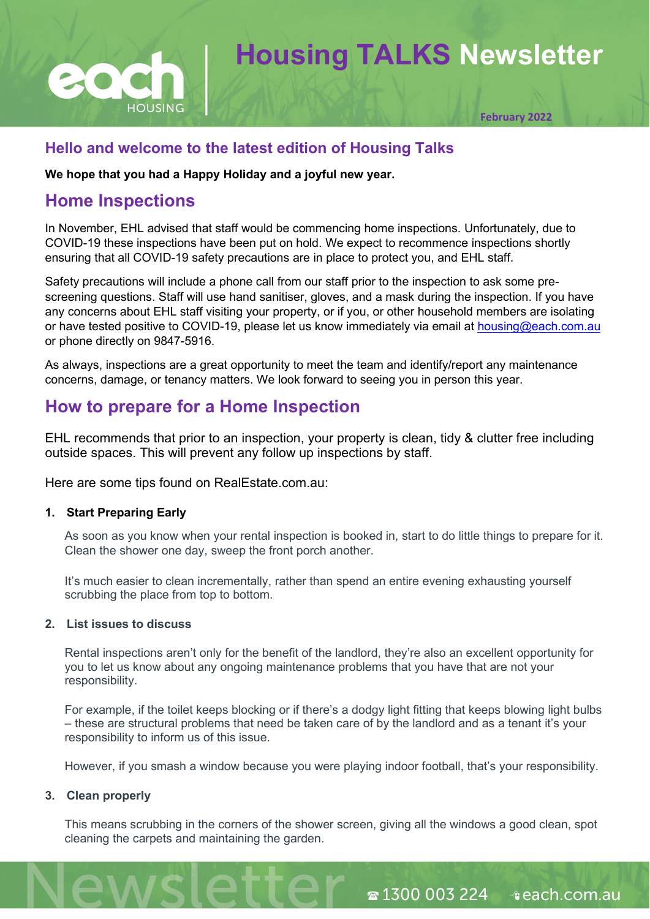# Housing TALKS Newsletter

February 2022

## Hello and welcome to the latest edition of Housing Talks

**We hope that you had a Happy Holiday and a joyful new year.**

## Home Inspections

In November, EHL advised that staff would be commencing home inspections. Unfortunately, due to COVID-19 these inspections have been put on hold. We expect to recommence inspections shortly ensuring that all COVID-19 safety precautions are in place to protect you, and EHL staff.

Safety precautions will include a phone call from our staff prior to the inspection to ask some pre-screening questions. Staff will use hand sanitiser, gloves, and a mask during the inspection. If you have any concerns about EHL staff visiting your property, or if you, or other household members are isolating or have tested positive to COVID-19, please let us know immediately via email at housing@each.com.au or phone directly on 9847-5916.

As always, inspections are a great opportunity to meet the team and identify/report any maintenance concerns, damage, or tenancy matters. We look forward to seeing you in person this year.

## How to prepare for a Home Inspection

EHL recommends that prior to an inspection, your property is clean, tidy & clutter free including outside spaces. This will prevent any follow up inspections by staff.

Here are some tips found on RealEstate.com.au:

1. **Start Preparing Early**

   As soon as you know when your rental inspection is booked in, start to do little things to prepare for it. Clean the shower one day, sweep the front porch another.

   It's much easier to clean incrementally, rather than spend an entire evening exhausting yourself scrubbing the place from top to bottom.

2. **List issues to discuss**

   Rental inspections aren't only for the benefit of the landlord, they're also an excellent opportunity for you to let us know about any ongoing maintenance problems that you have that are not your responsibility.

   For example, if the toilet keeps blocking or if there's a dodgy light fitting that keeps blowing light bulbs – these are structural problems that need be taken care of by the landlord and as a tenant it's your responsibility to inform us of this issue.

   However, if you smash a window because you were playing indoor football, that's your responsibility.

3. **Clean properly**

   This means scrubbing in the corners of the shower screen, giving all the windows a good clean, spot cleaning the carpets and maintaining the garden.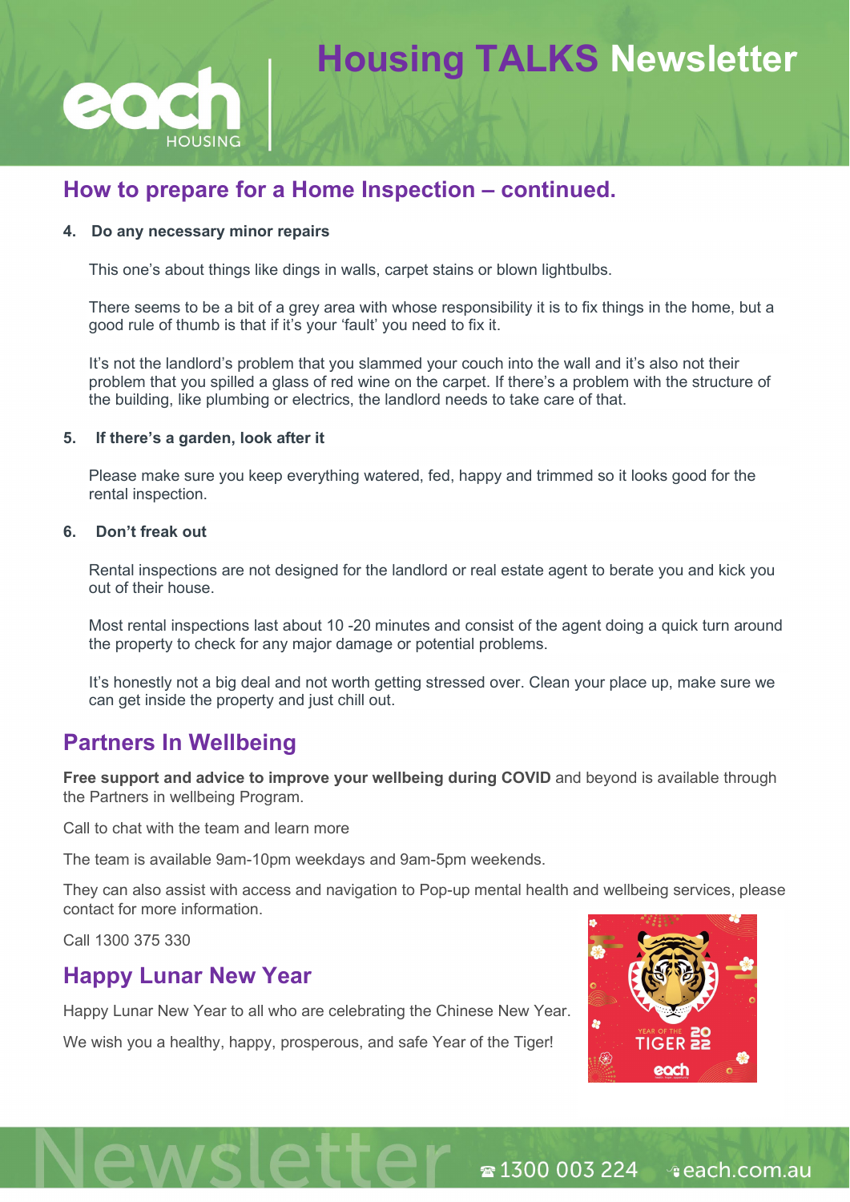# Housing TALKS Newsletter

## How to prepare for a Home Inspection – continued.

**4. Do any necessary minor repairs**

This one's about things like dings in walls, carpet stains or blown lightbulbs.

There seems to be a bit of a grey area with whose responsibility it is to fix things in the home, but a good rule of thumb is that if it's your 'fault' you need to fix it.

It's not the landlord's problem that you slammed your couch into the wall and it's also not their problem that you spilled a glass of red wine on the carpet. If there's a problem with the structure of the building, like plumbing or electrics, the landlord needs to take care of that.

**5. If there's a garden, look after it**

Please make sure you keep everything watered, fed, happy and trimmed so it looks good for the rental inspection.

**6. Don't freak out**

Rental inspections are not designed for the landlord or real estate agent to berate you and kick you out of their house.

Most rental inspections last about 10 -20 minutes and consist of the agent doing a quick turn around the property to check for any major damage or potential problems.

It's honestly not a big deal and not worth getting stressed over. Clean your place up, make sure we can get inside the property and just chill out.

## Partners In Wellbeing

**Free support and advice to improve your wellbeing during COVID** and beyond is available through the Partners in wellbeing Program.

Call to chat with the team and learn more

The team is available 9am-10pm weekdays and 9am-5pm weekends.

They can also assist with access and navigation to Pop-up mental health and wellbeing services, please contact for more information.

Call 1300 375 330

## Happy Lunar New Year

Happy Lunar New Year to all who are celebrating the Chinese New Year.

We wish you a healthy, happy, prosperous, and safe Year of the Tiger!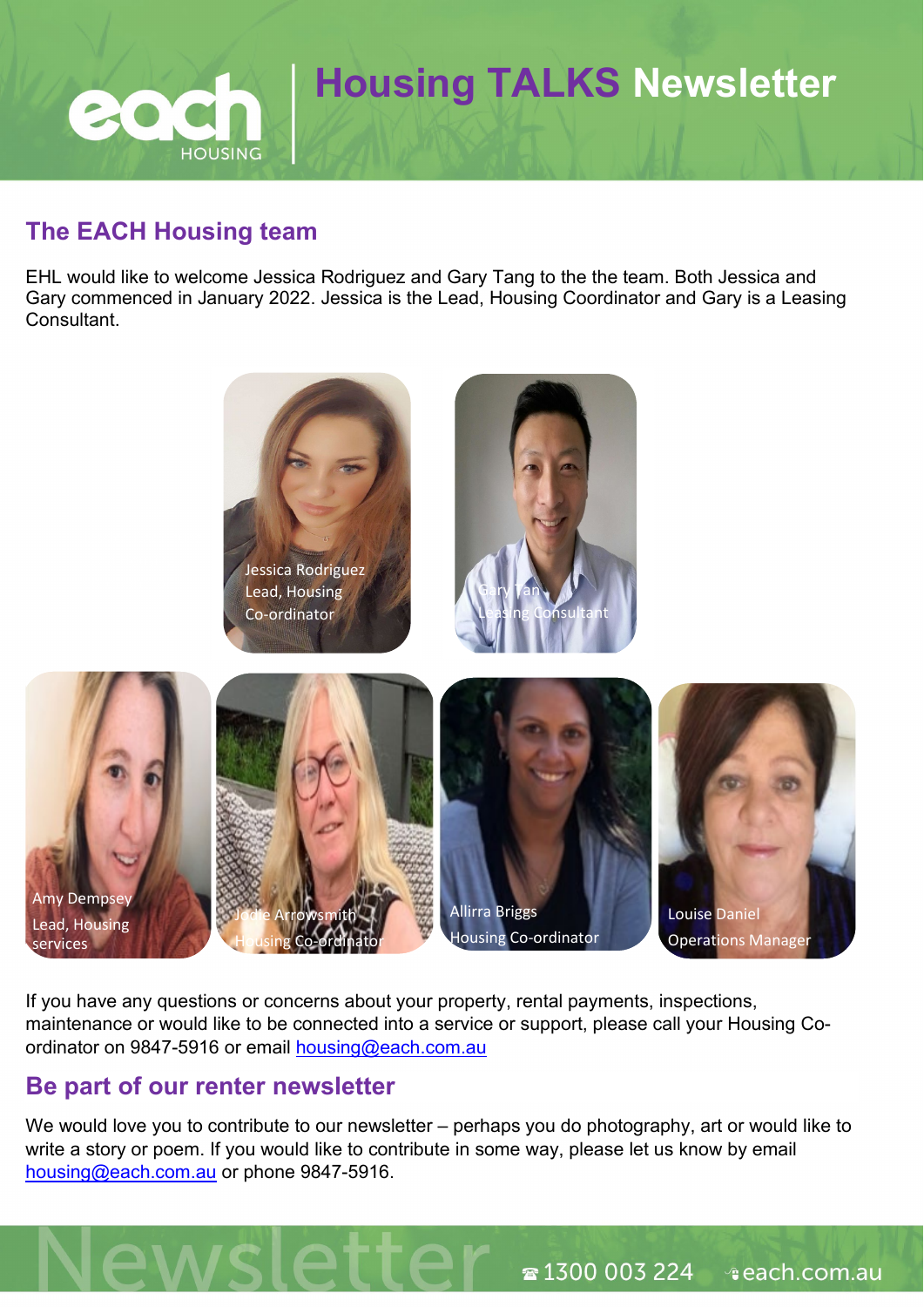# Housing TALKS Newsletter

## The EACH Housing team

EHL would like to welcome Jessica Rodriguez and Gary Tang to the the team. Both Jessica and Gary commenced in January 2022. Jessica is the Lead, Housing Coordinator and Gary is a Leasing Consultant.

Jessica Rodriguez
Lead, Housing Co-ordinator

Gary Tan
Leasing Consultant

Amy Dempsey
Lead, Housing services

Jodie Arrowsmith
Housing Co-ordinator

Allirra Briggs
Housing Co-ordinator

Louise Daniel
Operations Manager

If you have any questions or concerns about your property, rental payments, inspections, maintenance or would like to be connected into a service or support, please call your Housing Co-ordinator on 9847-5916 or email housing@each.com.au

## Be part of our renter newsletter

We would love you to contribute to our newsletter – perhaps you do photography, art or would like to write a story or poem. If you would like to contribute in some way, please let us know by email housing@each.com.au or phone 9847-5916.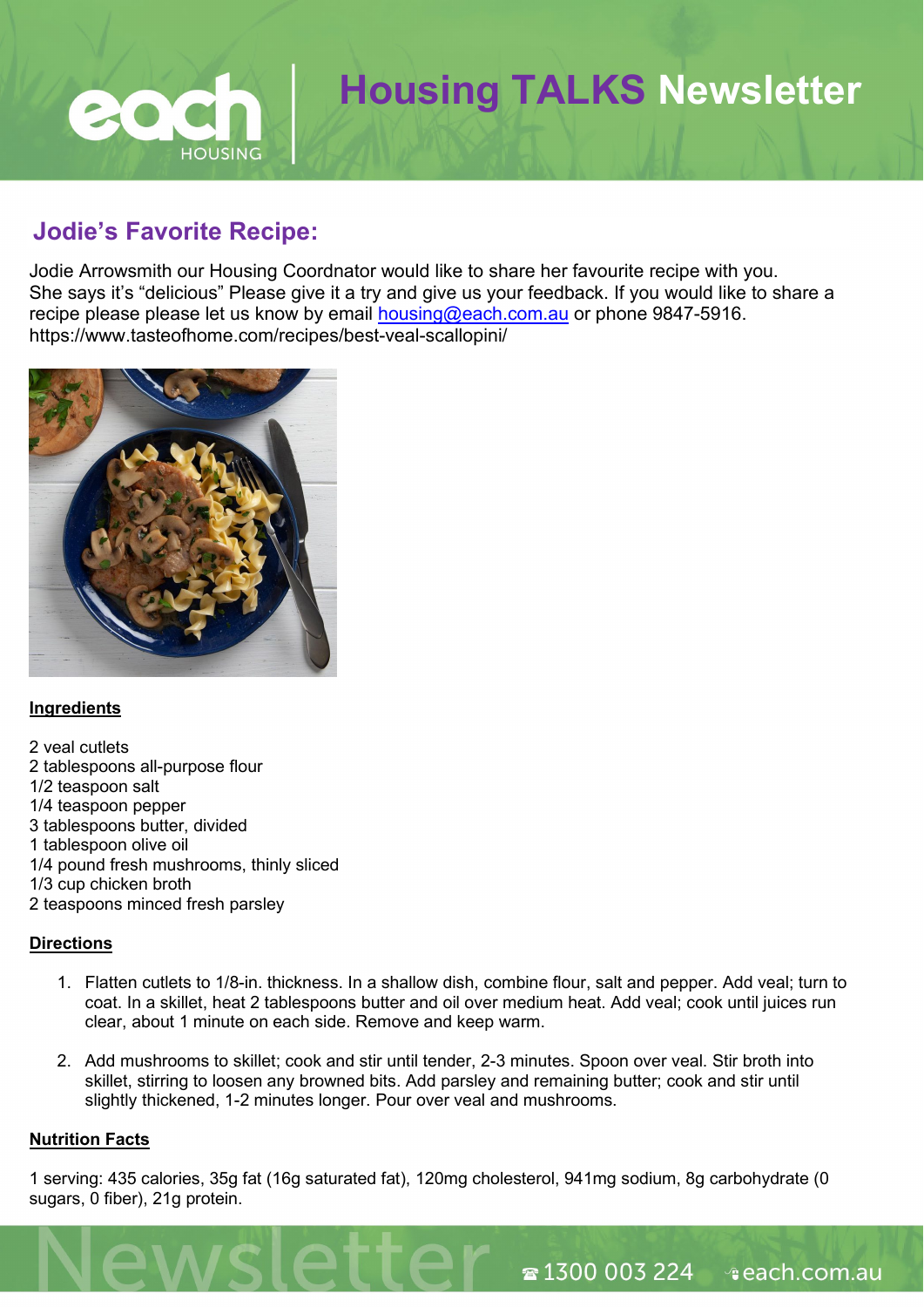## Jodie's Favorite Recipe:

Jodie Arrowsmith our Housing Coordnator would like to share her favourite recipe with you. She says it's "delicious" Please give it a try and give us your feedback. If you would like to share a recipe please please let us know by email housing@each.com.au or phone 9847-5916. https://www.tasteofhome.com/recipes/best-veal-scallopini/

**Ingredients**

2 veal cutlets
2 tablespoons all-purpose flour
1/2 teaspoon salt
1/4 teaspoon pepper
3 tablespoons butter, divided
1 tablespoon olive oil
1/4 pound fresh mushrooms, thinly sliced
1/3 cup chicken broth
2 teaspoons minced fresh parsley

**Directions**

1. Flatten cutlets to 1/8-in. thickness. In a shallow dish, combine flour, salt and pepper. Add veal; turn to coat. In a skillet, heat 2 tablespoons butter and oil over medium heat. Add veal; cook until juices run clear, about 1 minute on each side. Remove and keep warm.

2. Add mushrooms to skillet; cook and stir until tender, 2-3 minutes. Spoon over veal. Stir broth into skillet, stirring to loosen any browned bits. Add parsley and remaining butter; cook and stir until slightly thickened, 1-2 minutes longer. Pour over veal and mushrooms.

**Nutrition Facts**

1 serving: 435 calories, 35g fat (16g saturated fat), 120mg cholesterol, 941mg sodium, 8g carbohydrate (0 sugars, 0 fiber), 21g protein.